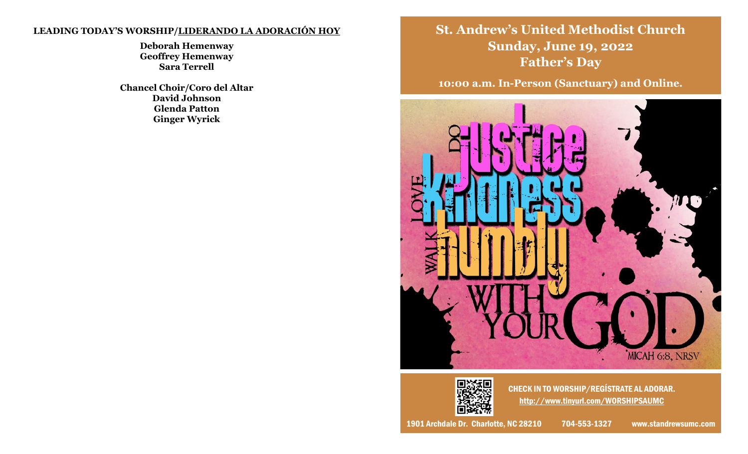**LEADING TODAY'S WORSHIP/LIDERANDO LA ADORACIÓN HOY**

**Deborah Hemenway**
**Geoffrey Hemenway**
**Sara Terrell**

**Chancel Choir/Coro del Altar**
**David Johnson**
**Glenda Patton**
**Ginger Wyrick**

# St. Andrew's United Methodist Church

## Sunday, June 19, 2022
## Father's Day

**10:00 a.m. In-Person (Sanctuary) and Online.**

DO justice LOVE kindness WALK humbly WITH YOUR GOD

MICAH 6:8, NRSV

CHECK IN TO WORSHIP/REGÍSTRATE AL ADORAR.
http://www.tinyurl.com/WORSHIPSAUMC

1901 Archdale Dr. Charlotte, NC 28210 704-553-1327 www.standrewsumc.com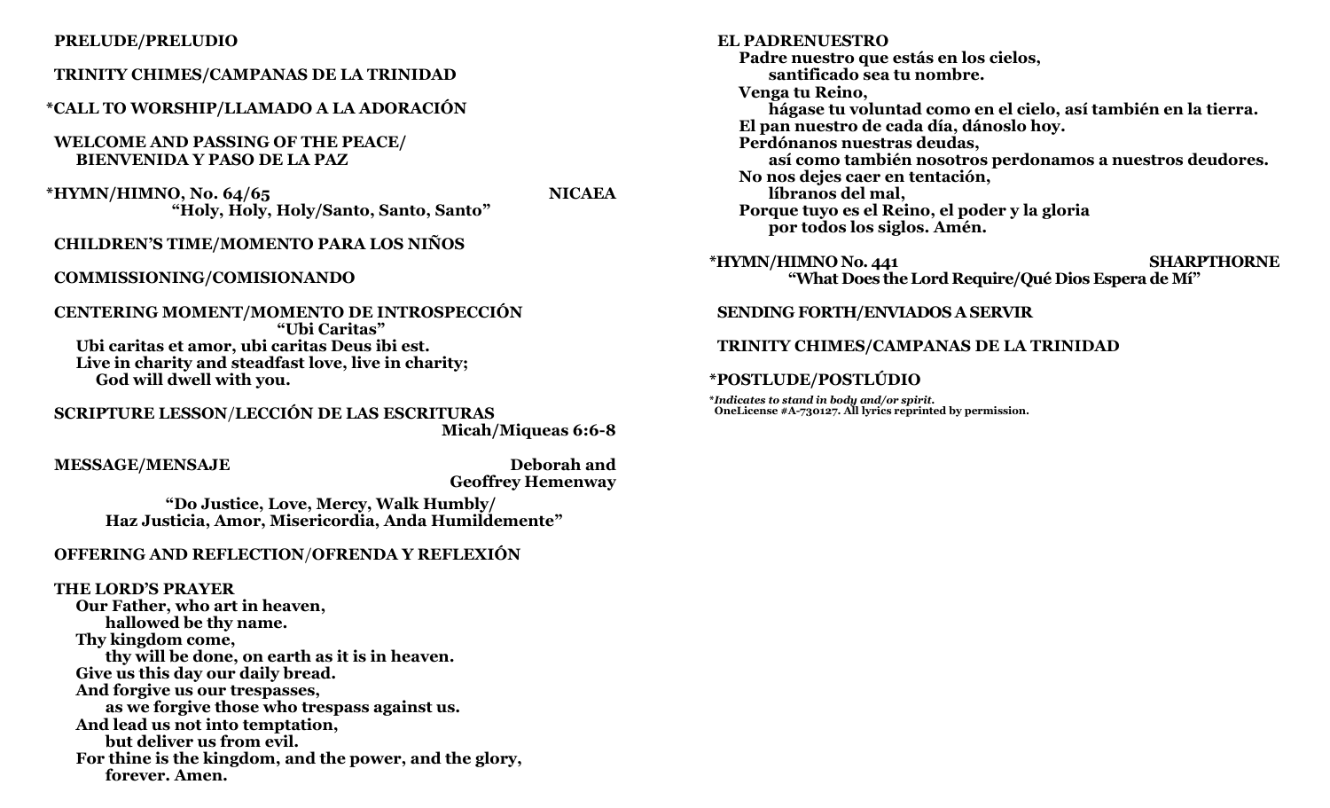**PRELUDE/PRELUDIO**

**TRINITY CHIMES/CAMPANAS DE LA TRINIDAD**

**\*CALL TO WORSHIP/LLAMADO A LA ADORACIÓN**

**WELCOME AND PASSING OF THE PEACE/**
**BIENVENIDA Y PASO DE LA PAZ**

**\*HYMN/HIMNO, No. 64/65** **NICAEA**
**"Holy, Holy, Holy/Santo, Santo, Santo"**

**CHILDREN'S TIME/MOMENTO PARA LOS NIÑOS**

**COMMISSIONING/COMISIONANDO**

**CENTERING MOMENT/MOMENTO DE INTROSPECCIÓN**
**"Ubi Caritas"**
**Ubi caritas et amor, ubi caritas Deus ibi est.**
**Live in charity and steadfast love, live in charity;**
**God will dwell with you.**

**SCRIPTURE LESSON/LECCIÓN DE LAS ESCRITURAS**
**Micah/Miqueas 6:6-8**

**MESSAGE/MENSAJE** **Deborah and Geoffrey Hemenway**

**"Do Justice, Love, Mercy, Walk Humbly/**
**Haz Justicia, Amor, Misericordia, Anda Humildemente"**

**OFFERING AND REFLECTION/OFRENDA Y REFLEXIÓN**

**THE LORD'S PRAYER**
**Our Father, who art in heaven,**
**hallowed be thy name.**
**Thy kingdom come,**
**thy will be done, on earth as it is in heaven.**
**Give us this day our daily bread.**
**And forgive us our trespasses,**
**as we forgive those who trespass against us.**
**And lead us not into temptation,**
**but deliver us from evil.**
**For thine is the kingdom, and the power, and the glory,**
**forever. Amen.**

**EL PADRENUESTRO**
**Padre nuestro que estás en los cielos,**
**santificado sea tu nombre.**
**Venga tu Reino,**
**hágase tu voluntad como en el cielo, así también en la tierra.**
**El pan nuestro de cada día, dánoslo hoy.**
**Perdónanos nuestras deudas,**
**así como también nosotros perdonamos a nuestros deudores.**
**No nos dejes caer en tentación,**
**líbranos del mal,**
**Porque tuyo es el Reino, el poder y la gloria**
**por todos los siglos. Amén.**

**\*HYMN/HIMNO No. 441** **SHARPTHORNE**
**"What Does the Lord Require/Qué Dios Espera de Mí"**

**SENDING FORTH/ENVIADOS A SERVIR**

**TRINITY CHIMES/CAMPANAS DE LA TRINIDAD**

**\*POSTLUDE/POSTLÚDIO**

*\*Indicates to stand in body and/or spirit.*
OneLicense #A-730127. All lyrics reprinted by permission.